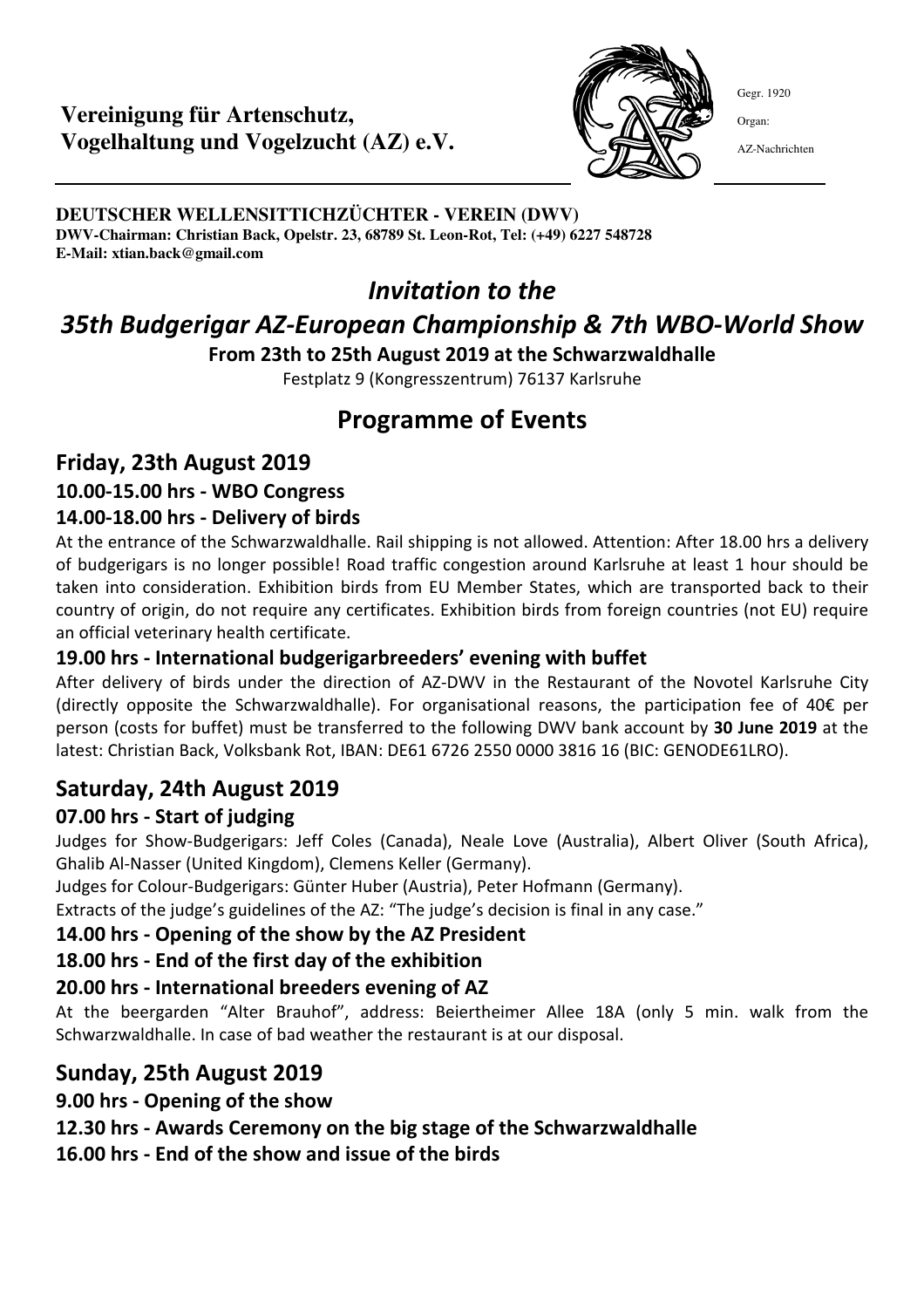**Vereinigung für Artenschutz, Vogelhaltung und Vogelzucht (AZ) e.V.**

Gegr. 1920

Organ:

AZ-Nachrichten

**DEUTSCHER WELLENSITTICHZÜCHTER - VEREIN (DWV)**
**DWV-Chairman: Christian Back, Opelstr. 23, 68789 St. Leon-Rot, Tel: (+49) 6227 548728**
**E-Mail: xtian.back@gmail.com**

# *Invitation to the*
# *35th Budgerigar AZ-European Championship & 7th WBO-World Show*

**From 23th to 25th August 2019 at the Schwarzwaldhalle**

Festplatz 9 (Kongresszentrum) 76137 Karlsruhe

## Programme of Events

### Friday, 23th August 2019

**10.00-15.00 hrs - WBO Congress**

**14.00-18.00 hrs - Delivery of birds**

At the entrance of the Schwarzwaldhalle. Rail shipping is not allowed. Attention: After 18.00 hrs a delivery of budgerigars is no longer possible! Road traffic congestion around Karlsruhe at least 1 hour should be taken into consideration. Exhibition birds from EU Member States, which are transported back to their country of origin, do not require any certificates. Exhibition birds from foreign countries (not EU) require an official veterinary health certificate.

**19.00 hrs - International budgerigarbreeders' evening with buffet**

After delivery of birds under the direction of AZ-DWV in the Restaurant of the Novotel Karlsruhe City (directly opposite the Schwarzwaldhalle). For organisational reasons, the participation fee of 40€ per person (costs for buffet) must be transferred to the following DWV bank account by **30 June 2019** at the latest: Christian Back, Volksbank Rot, IBAN: DE61 6726 2550 0000 3816 16 (BIC: GENODE61LRO).

### Saturday, 24th August 2019

**07.00 hrs - Start of judging**

Judges for Show-Budgerigars: Jeff Coles (Canada), Neale Love (Australia), Albert Oliver (South Africa), Ghalib Al-Nasser (United Kingdom), Clemens Keller (Germany).

Judges for Colour-Budgerigars: Günter Huber (Austria), Peter Hofmann (Germany).

Extracts of the judge's guidelines of the AZ: "The judge's decision is final in any case."

**14.00 hrs - Opening of the show by the AZ President**

**18.00 hrs - End of the first day of the exhibition**

**20.00 hrs - International breeders evening of AZ**

At the beergarden "Alter Brauhof", address: Beiertheimer Allee 18A (only 5 min. walk from the Schwarzwaldhalle. In case of bad weather the restaurant is at our disposal.

### Sunday, 25th August 2019

**9.00 hrs - Opening of the show**

**12.30 hrs - Awards Ceremony on the big stage of the Schwarzwaldhalle**

**16.00 hrs - End of the show and issue of the birds**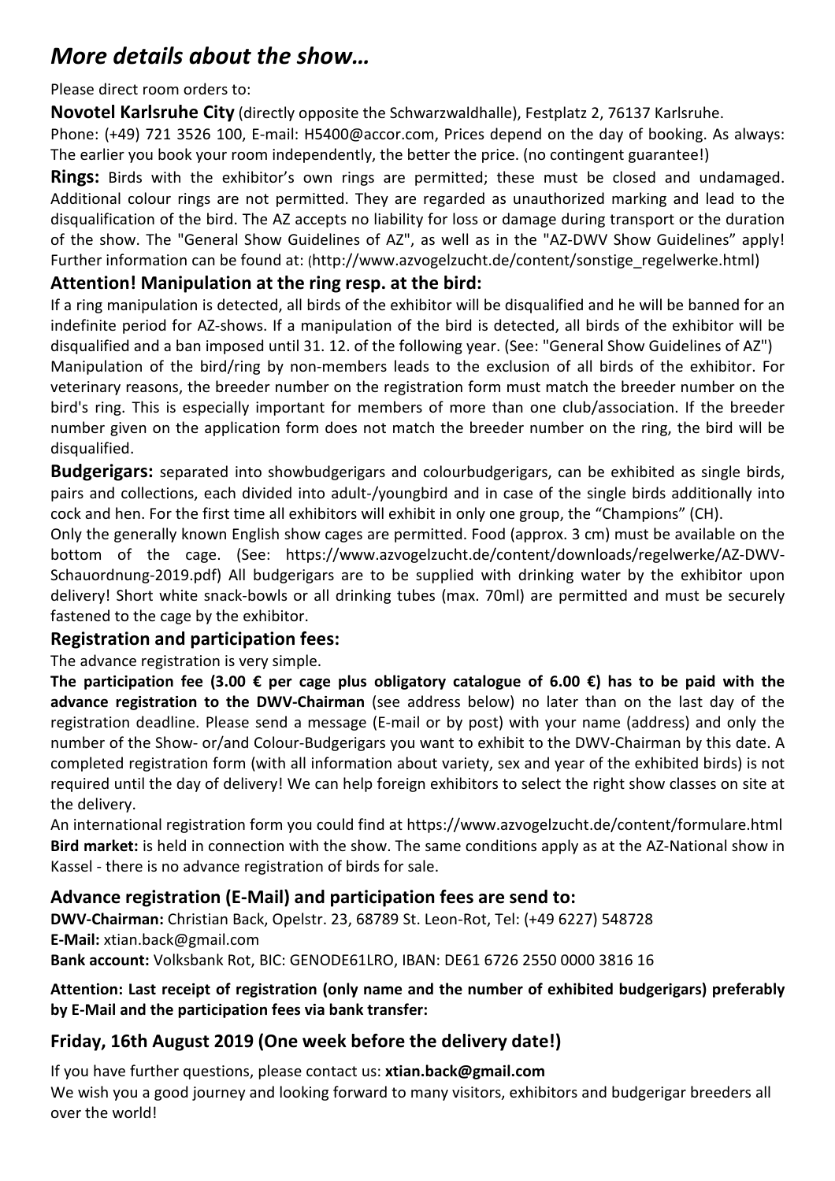# *More details about the show…*

Please direct room orders to:

**Novotel Karlsruhe City** (directly opposite the Schwarzwaldhalle), Festplatz 2, 76137 Karlsruhe.
Phone: (+49) 721 3526 100, E-mail: H5400@accor.com, Prices depend on the day of booking. As always: The earlier you book your room independently, the better the price. (no contingent guarantee!)

**Rings:** Birds with the exhibitor's own rings are permitted; these must be closed and undamaged. Additional colour rings are not permitted. They are regarded as unauthorized marking and lead to the disqualification of the bird. The AZ accepts no liability for loss or damage during transport or the duration of the show. The "General Show Guidelines of AZ", as well as in the "AZ-DWV Show Guidelines" apply! Further information can be found at: (http://www.azvogelzucht.de/content/sonstige_regelwerke.html)

### Attention! Manipulation at the ring resp. at the bird:

If a ring manipulation is detected, all birds of the exhibitor will be disqualified and he will be banned for an indefinite period for AZ-shows. If a manipulation of the bird is detected, all birds of the exhibitor will be disqualified and a ban imposed until 31. 12. of the following year. (See: "General Show Guidelines of AZ")
Manipulation of the bird/ring by non-members leads to the exclusion of all birds of the exhibitor. For veterinary reasons, the breeder number on the registration form must match the breeder number on the bird's ring. This is especially important for members of more than one club/association. If the breeder number given on the application form does not match the breeder number on the ring, the bird will be disqualified.

**Budgerigars:** separated into showbudgerigars and colourbudgerigars, can be exhibited as single birds, pairs and collections, each divided into adult-/youngbird and in case of the single birds additionally into cock and hen. For the first time all exhibitors will exhibit in only one group, the "Champions" (CH).
Only the generally known English show cages are permitted. Food (approx. 3 cm) must be available on the bottom of the cage. (See: https://www.azvogelzucht.de/content/downloads/regelwerke/AZ-DWV-Schauordnung-2019.pdf) All budgerigars are to be supplied with drinking water by the exhibitor upon delivery! Short white snack-bowls or all drinking tubes (max. 70ml) are permitted and must be securely fastened to the cage by the exhibitor.

### Registration and participation fees:

The advance registration is very simple.
**The participation fee (3.00 € per cage plus obligatory catalogue of 6.00 €) has to be paid with the advance registration to the DWV-Chairman** (see address below) no later than on the last day of the registration deadline. Please send a message (E-mail or by post) with your name (address) and only the number of the Show- or/and Colour-Budgerigars you want to exhibit to the DWV-Chairman by this date. A completed registration form (with all information about variety, sex and year of the exhibited birds) is not required until the day of delivery! We can help foreign exhibitors to select the right show classes on site at the delivery.
An international registration form you could find at https://www.azvogelzucht.de/content/formulare.html
**Bird market:** is held in connection with the show. The same conditions apply as at the AZ-National show in Kassel - there is no advance registration of birds for sale.

### Advance registration (E-Mail) and participation fees are send to:

**DWV-Chairman:** Christian Back, Opelstr. 23, 68789 St. Leon-Rot, Tel: (+49 6227) 548728
**E-Mail:** xtian.back@gmail.com
**Bank account:** Volksbank Rot, BIC: GENODE61LRO, IBAN: DE61 6726 2550 0000 3816 16

**Attention: Last receipt of registration (only name and the number of exhibited budgerigars) preferably by E-Mail and the participation fees via bank transfer:**

### Friday, 16th August 2019 (One week before the delivery date!)

If you have further questions, please contact us: **xtian.back@gmail.com**
We wish you a good journey and looking forward to many visitors, exhibitors and budgerigar breeders all over the world!